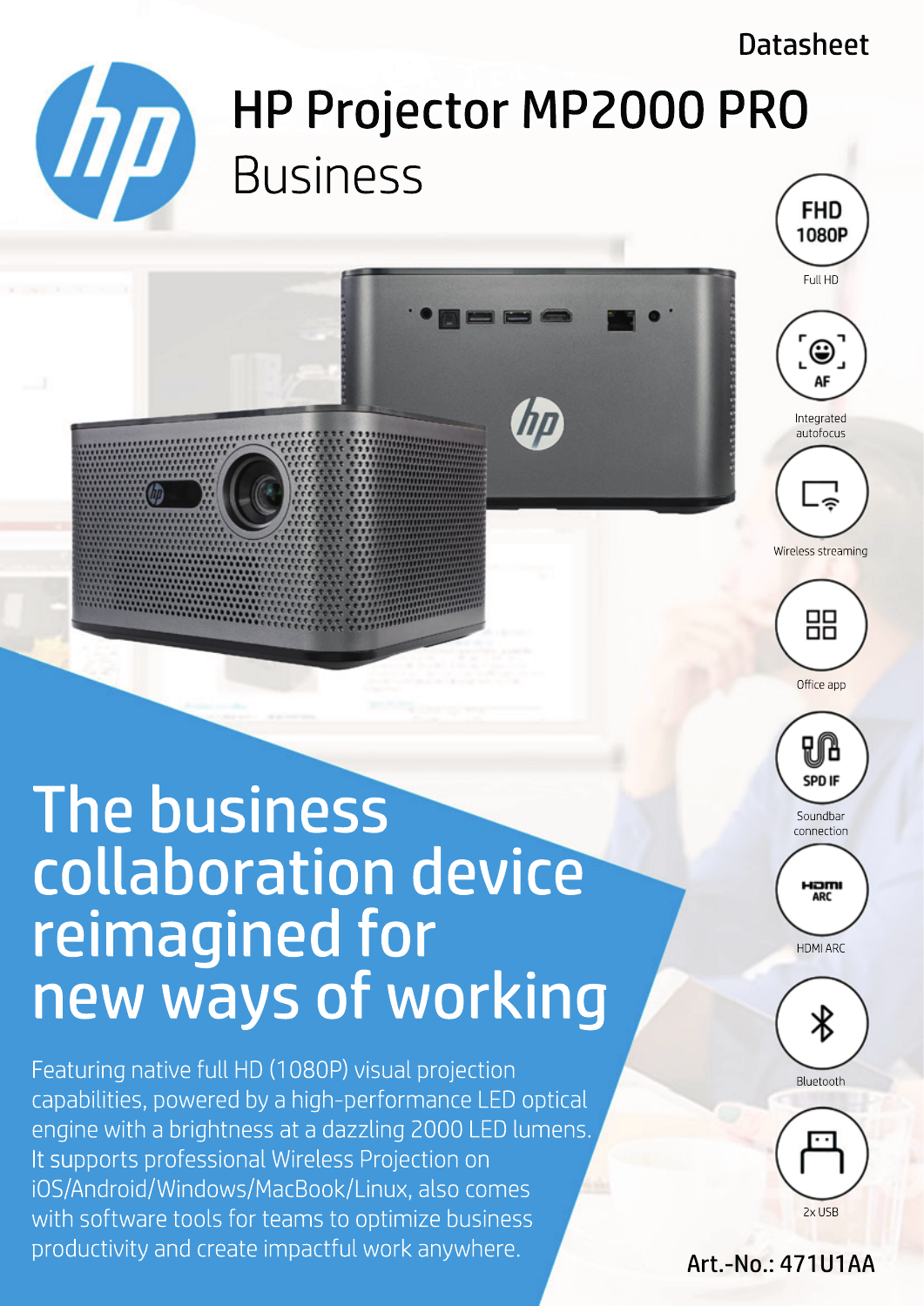Datasheet

# HP Projector MP2000 PRO

## Business

FHD 1080P
Full HD

AF
Integrated autofocus

Wireless streaming

Office app

SPD IF
Soundbar connection

HDMI ARC
HDMI ARC

Bluetooth

2x USB

# The business collaboration device reimagined for new ways of working

Featuring native full HD (1080P) visual projection capabilities, powered by a high-performance LED optical engine with a brightness at a dazzling 2000 LED lumens. It supports professional Wireless Projection on iOS/Android/Windows/MacBook/Linux, also comes with software tools for teams to optimize business productivity and create impactful work anywhere.

Art.-No.: 471U1AA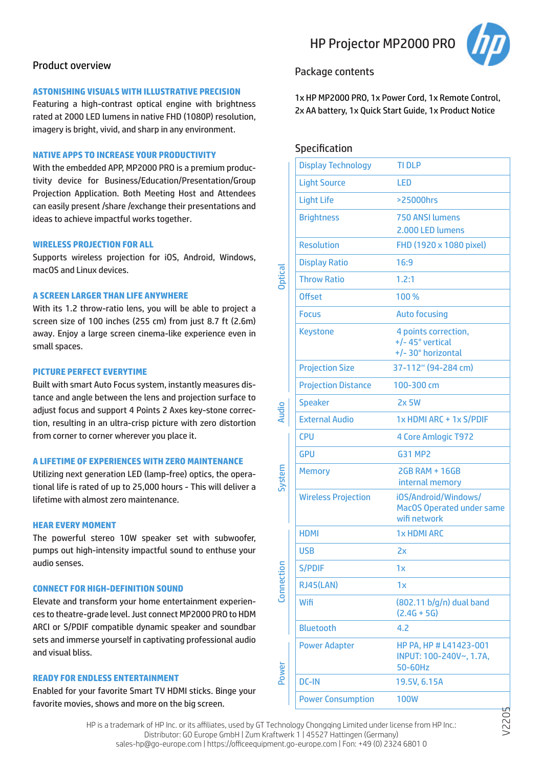# HP Projector MP2000 PRO

## Product overview

### ASTONISHING VISUALS WITH ILLUSTRATIVE PRECISION

Featuring a high-contrast optical engine with brightness rated at 2000 LED lumens in native FHD (1080P) resolution, imagery is bright, vivid, and sharp in any environment.

### NATIVE APPS TO INCREASE YOUR PRODUCTIVITY

With the embedded APP, MP2000 PRO is a premium productivity device for Business/Education/Presentation/Group Projection Application. Both Meeting Host and Attendees can easily present /share /exchange their presentations and ideas to achieve impactful works together.

### WIRELESS PROJECTION FOR ALL

Supports wireless projection for iOS, Android, Windows, macOS and Linux devices.

### A SCREEN LARGER THAN LIFE ANYWHERE

With its 1.2 throw-ratio lens, you will be able to project a screen size of 100 inches (255 cm) from just 8.7 ft (2.6m) away. Enjoy a large screen cinema-like experience even in small spaces.

### PICTURE PERFECT EVERYTIME

Built with smart Auto Focus system, instantly measures distance and angle between the lens and projection surface to adjust focus and support 4 Points 2 Axes key-stone correction, resulting in an ultra-crisp picture with zero distortion from corner to corner wherever you place it.

### A LIFETIME OF EXPERIENCES WITH ZERO MAINTENANCE

Utilizing next generation LED (lamp-free) optics, the operational life is rated of up to 25,000 hours - This will deliver a lifetime with almost zero maintenance.

### HEAR EVERY MOMENT

The powerful stereo 10W speaker set with subwoofer, pumps out high-intensity impactful sound to enthuse your audio senses.

### CONNECT FOR HIGH-DEFINITION SOUND

Elevate and transform your home entertainment experiences to theatre-grade level. Just connect MP2000 PRO to HDM ARCI or S/PDIF compatible dynamic speaker and soundbar sets and immerse yourself in captivating professional audio and visual bliss.

### READY FOR ENDLESS ENTERTAINMENT

Enabled for your favorite Smart TV HDMI sticks. Binge your favorite movies, shows and more on the big screen.

## Package contents

1x HP MP2000 PRO, 1x Power Cord, 1x Remote Control, 2x AA battery, 1x Quick Start Guide, 1x Product Notice

## Specification

| Category | Feature | Value |
|---|---|---|
| Optical | Display Technology | TI DLP |
| | Light Source | LED |
| | Light Life | >25000hrs |
| | Brightness | 750 ANSI lumens<br>2.000 LED lumens |
| | Resolution | FHD (1920 x 1080 pixel) |
| | Display Ratio | 16:9 |
| | Throw Ratio | 1.2:1 |
| | Offset | 100 % |
| | Focus | Auto focusing |
| | Keystone | 4 points correction,<br>+/- 45° vertical<br>+/- 30° horizontal |
| | Projection Size | 37-112“ (94-284 cm) |
| | Projection Distance | 100-300 cm |
| Audio | Speaker | 2x 5W |
| | External Audio | 1x HDMI ARC + 1x S/PDIF |
| System | CPU | 4 Core Amlogic T972 |
| | GPU | G31 MP2 |
| | Memory | 2GB RAM + 16GB internal memory |
| | Wireless Projection | iOS/Android/Windows/<br>MacOS Operated under same wifi network |
| Connection | HDMI | 1x HDMI ARC |
| | USB | 2x |
| | S/PDIF | 1x |
| | RJ45(LAN) | 1x |
| | Wifi | (802.11 b/g/n) dual band (2.4G + 5G) |
| | Bluetooth | 4.2 |
| Power | Power Adapter | HP PA, HP # L41423-001<br>INPUT: 100-240V~, 1.7A, 50-60Hz |
| | DC-IN | 19.5V, 6.15A |
| | Power Consumption | 100W |

HP is a trademark of HP Inc. or its affiliates, used by GT Technology Chongqing Limited under license from HP Inc.:
Distributor: GO Europe GmbH | Zum Kraftwerk 1 | 45527 Hattingen (Germany)
sales-hp@go-europe.com | https://officeequipment.go-europe.com | Fon: +49 (0) 2324 6801 0

V2205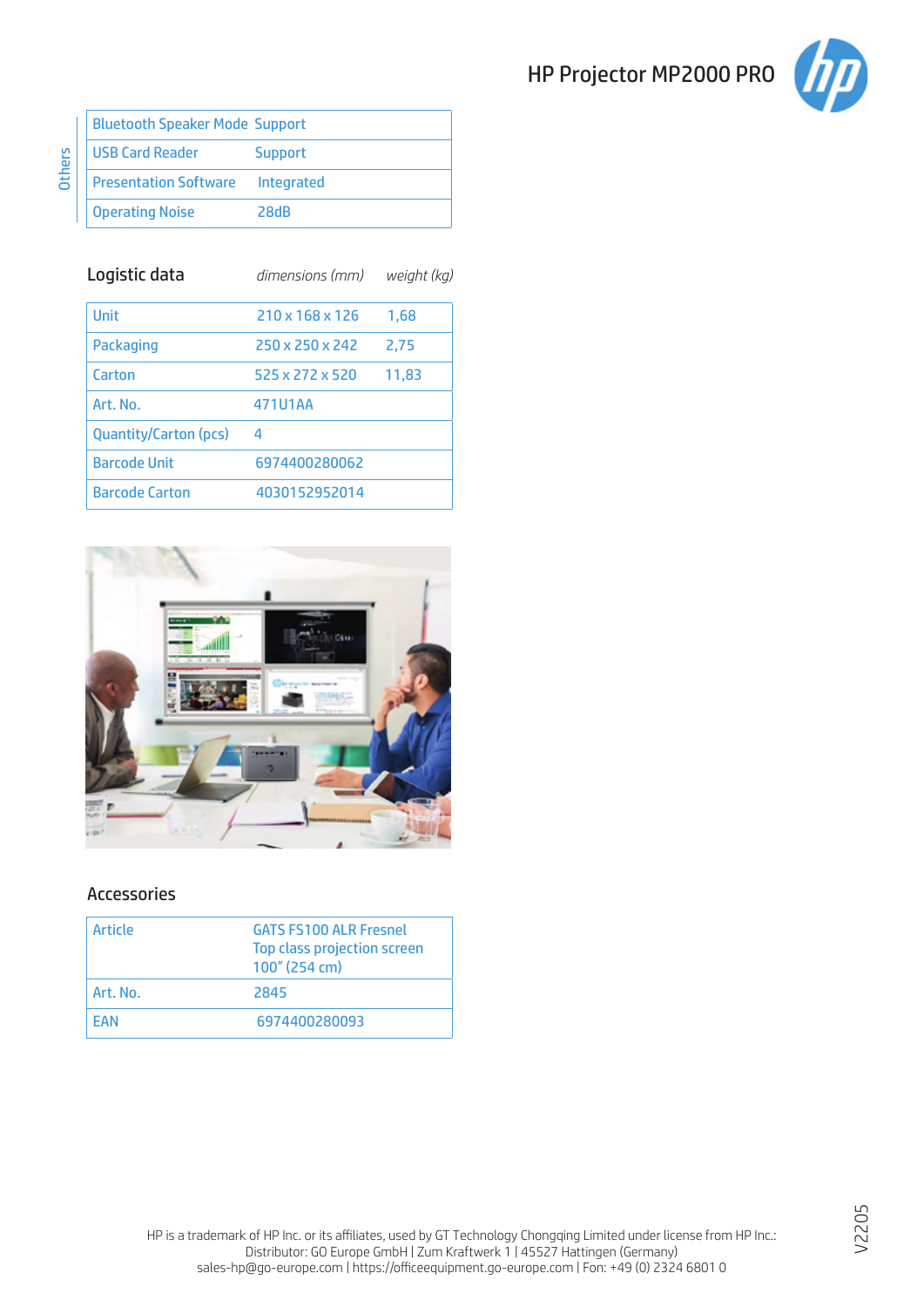# HP Projector MP2000 PRO

| Others | |
|---|---|
| Bluetooth Speaker Mode | Support |
| USB Card Reader | Support |
| Presentation Software | Integrated |
| Operating Noise | 28dB |

## Logistic data

| | *dimensions (mm)* | *weight (kg)* |
|---|---|---|
| Unit | 210 x 168 x 126 | 1,68 |
| Packaging | 250 x 250 x 242 | 2,75 |
| Carton | 525 x 272 x 520 | 11,83 |
| Art. No. | 471U1AA | |
| Quantity/Carton (pcs) | 4 | |
| Barcode Unit | 6974400280062 | |
| Barcode Carton | 4030152952014 | |

## Accessories

| | |
|---|---|
| Article | GATS FS100 ALR Fresnel Top class projection screen 100" (254 cm) |
| Art. No. | 2845 |
| EAN | 6974400280093 |

HP is a trademark of HP Inc. or its affiliates, used by GT Technology Chongqing Limited under license from HP Inc.:
Distributor: GO Europe GmbH | Zum Kraftwerk 1 | 45527 Hattingen (Germany)
sales-hp@go-europe.com | https://officeequipment.go-europe.com | Fon: +49 (0) 2324 6801 0

V2205